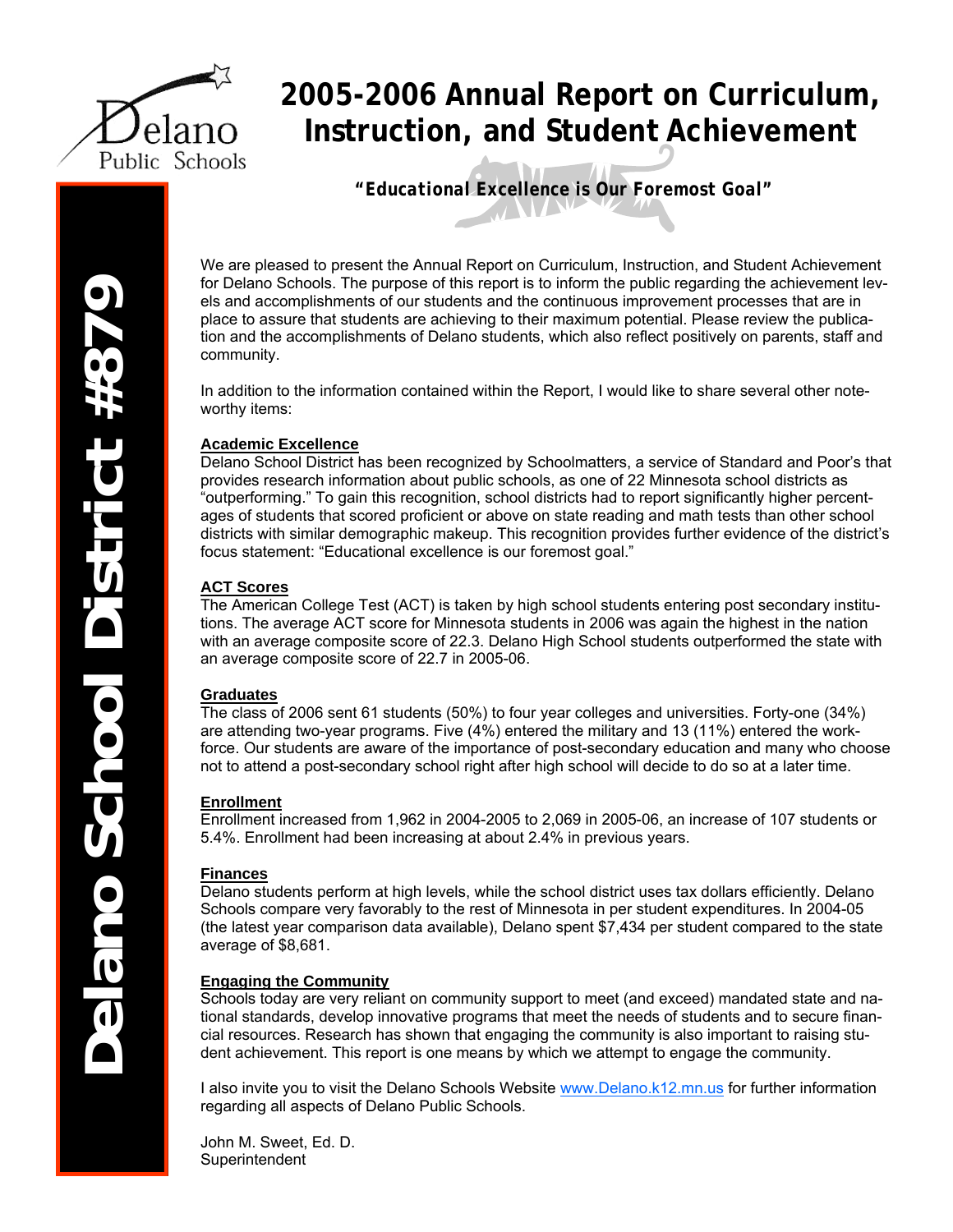Delano Public Schools

# 2005-2006 Annual Report on Curriculum, Instruction, and Student Achievement

***"Educational Excellence is Our Foremost Goal"***

**Delano School District #879**

We are pleased to present the Annual Report on Curriculum, Instruction, and Student Achievement for Delano Schools. The purpose of this report is to inform the public regarding the achievement levels and accomplishments of our students and the continuous improvement processes that are in place to assure that students are achieving to their maximum potential. Please review the publication and the accomplishments of Delano students, which also reflect positively on parents, staff and community.

In addition to the information contained within the Report, I would like to share several other noteworthy items:

**Academic Excellence**

Delano School District has been recognized by Schoolmatters, a service of Standard and Poor's that provides research information about public schools, as one of 22 Minnesota school districts as "outperforming." To gain this recognition, school districts had to report significantly higher percentages of students that scored proficient or above on state reading and math tests than other school districts with similar demographic makeup. This recognition provides further evidence of the district's focus statement: "Educational excellence is our foremost goal."

**ACT Scores**

The American College Test (ACT) is taken by high school students entering post secondary institutions. The average ACT score for Minnesota students in 2006 was again the highest in the nation with an average composite score of 22.3. Delano High School students outperformed the state with an average composite score of 22.7 in 2005-06.

**Graduates**

The class of 2006 sent 61 students (50%) to four year colleges and universities. Forty-one (34%) are attending two-year programs. Five (4%) entered the military and 13 (11%) entered the workforce. Our students are aware of the importance of post-secondary education and many who choose not to attend a post-secondary school right after high school will decide to do so at a later time.

**Enrollment**

Enrollment increased from 1,962 in 2004-2005 to 2,069 in 2005-06, an increase of 107 students or 5.4%. Enrollment had been increasing at about 2.4% in previous years.

**Finances**

Delano students perform at high levels, while the school district uses tax dollars efficiently. Delano Schools compare very favorably to the rest of Minnesota in per student expenditures. In 2004-05 (the latest year comparison data available), Delano spent $7,434 per student compared to the state average of $8,681.

**Engaging the Community**

Schools today are very reliant on community support to meet (and exceed) mandated state and national standards, develop innovative programs that meet the needs of students and to secure financial resources. Research has shown that engaging the community is also important to raising student achievement. This report is one means by which we attempt to engage the community.

I also invite you to visit the Delano Schools Website www.Delano.k12.mn.us for further information regarding all aspects of Delano Public Schools.

John M. Sweet, Ed. D.
Superintendent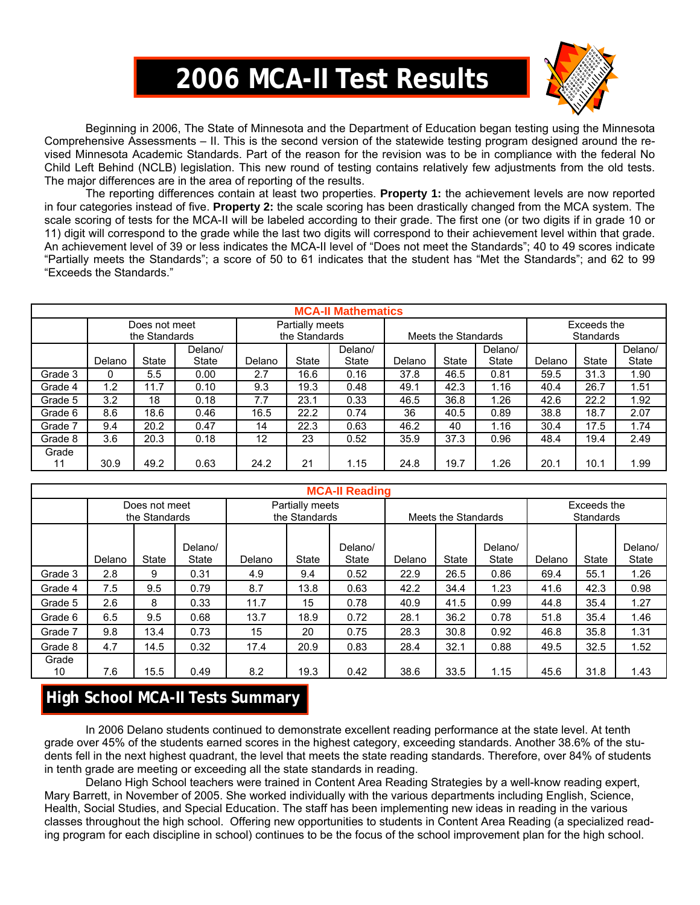# 2006 MCA-II Test Results

Beginning in 2006, The State of Minnesota and the Department of Education began testing using the Minnesota Comprehensive Assessments – II. This is the second version of the statewide testing program designed around the revised Minnesota Academic Standards. Part of the reason for the revision was to be in compliance with the federal No Child Left Behind (NCLB) legislation. This new round of testing contains relatively few adjustments from the old tests. The major differences are in the area of reporting of the results.

The reporting differences contain at least two properties. **Property 1:** the achievement levels are now reported in four categories instead of five. **Property 2:** the scale scoring has been drastically changed from the MCA system. The scale scoring of tests for the MCA-II will be labeled according to their grade. The first one (or two digits if in grade 10 or 11) digit will correspond to the grade while the last two digits will correspond to their achievement level within that grade. An achievement level of 39 or less indicates the MCA-II level of "Does not meet the Standards"; 40 to 49 scores indicate "Partially meets the Standards"; a score of 50 to 61 indicates that the student has "Met the Standards"; and 62 to 99 "Exceeds the Standards."

**MCA-II Mathematics**

| | Does not meet the Standards | | | Partially meets the Standards | | | Meets the Standards | | | Exceeds the Standards | | |
|---|---|---|---|---|---|---|---|---|---|---|---|---|
| | Delano | State | Delano/ State | Delano | State | Delano/ State | Delano | State | Delano/ State | Delano | State | Delano/ State |
| Grade 3 | 0 | 5.5 | 0.00 | 2.7 | 16.6 | 0.16 | 37.8 | 46.5 | 0.81 | 59.5 | 31.3 | 1.90 |
| Grade 4 | 1.2 | 11.7 | 0.10 | 9.3 | 19.3 | 0.48 | 49.1 | 42.3 | 1.16 | 40.4 | 26.7 | 1.51 |
| Grade 5 | 3.2 | 18 | 0.18 | 7.7 | 23.1 | 0.33 | 46.5 | 36.8 | 1.26 | 42.6 | 22.2 | 1.92 |
| Grade 6 | 8.6 | 18.6 | 0.46 | 16.5 | 22.2 | 0.74 | 36 | 40.5 | 0.89 | 38.8 | 18.7 | 2.07 |
| Grade 7 | 9.4 | 20.2 | 0.47 | 14 | 22.3 | 0.63 | 46.2 | 40 | 1.16 | 30.4 | 17.5 | 1.74 |
| Grade 8 | 3.6 | 20.3 | 0.18 | 12 | 23 | 0.52 | 35.9 | 37.3 | 0.96 | 48.4 | 19.4 | 2.49 |
| Grade 11 | 30.9 | 49.2 | 0.63 | 24.2 | 21 | 1.15 | 24.8 | 19.7 | 1.26 | 20.1 | 10.1 | 1.99 |

**MCA-II Reading**

| | Does not meet the Standards | | | Partially meets the Standards | | | Meets the Standards | | | Exceeds the Standards | | |
|---|---|---|---|---|---|---|---|---|---|---|---|---|
| | Delano | State | Delano/ State | Delano | State | Delano/ State | Delano | State | Delano/ State | Delano | State | Delano/ State |
| Grade 3 | 2.8 | 9 | 0.31 | 4.9 | 9.4 | 0.52 | 22.9 | 26.5 | 0.86 | 69.4 | 55.1 | 1.26 |
| Grade 4 | 7.5 | 9.5 | 0.79 | 8.7 | 13.8 | 0.63 | 42.2 | 34.4 | 1.23 | 41.6 | 42.3 | 0.98 |
| Grade 5 | 2.6 | 8 | 0.33 | 11.7 | 15 | 0.78 | 40.9 | 41.5 | 0.99 | 44.8 | 35.4 | 1.27 |
| Grade 6 | 6.5 | 9.5 | 0.68 | 13.7 | 18.9 | 0.72 | 28.1 | 36.2 | 0.78 | 51.8 | 35.4 | 1.46 |
| Grade 7 | 9.8 | 13.4 | 0.73 | 15 | 20 | 0.75 | 28.3 | 30.8 | 0.92 | 46.8 | 35.8 | 1.31 |
| Grade 8 | 4.7 | 14.5 | 0.32 | 17.4 | 20.9 | 0.83 | 28.4 | 32.1 | 0.88 | 49.5 | 32.5 | 1.52 |
| Grade 10 | 7.6 | 15.5 | 0.49 | 8.2 | 19.3 | 0.42 | 38.6 | 33.5 | 1.15 | 45.6 | 31.8 | 1.43 |

## High School MCA-II Tests Summary

In 2006 Delano students continued to demonstrate excellent reading performance at the state level. At tenth grade over 45% of the students earned scores in the highest category, exceeding standards. Another 38.6% of the students fell in the next highest quadrant, the level that meets the state reading standards. Therefore, over 84% of students in tenth grade are meeting or exceeding all the state standards in reading.

Delano High School teachers were trained in Content Area Reading Strategies by a well-know reading expert, Mary Barrett, in November of 2005. She worked individually with the various departments including English, Science, Health, Social Studies, and Special Education. The staff has been implementing new ideas in reading in the various classes throughout the high school. Offering new opportunities to students in Content Area Reading (a specialized reading program for each discipline in school) continues to be the focus of the school improvement plan for the high school.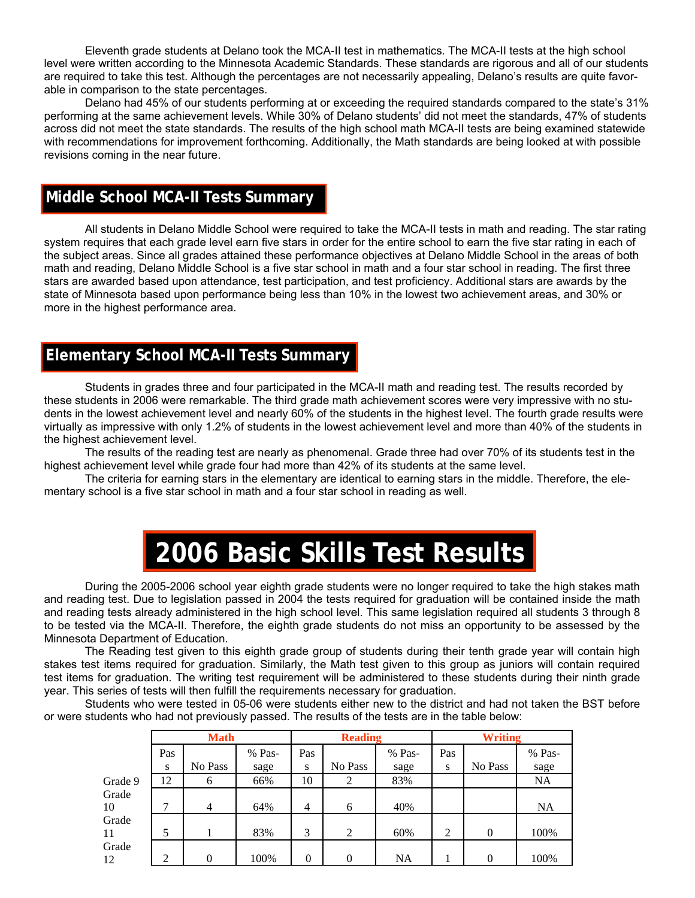Eleventh grade students at Delano took the MCA-II test in mathematics. The MCA-II tests at the high school level were written according to the Minnesota Academic Standards. These standards are rigorous and all of our students are required to take this test. Although the percentages are not necessarily appealing, Delano's results are quite favorable in comparison to the state percentages.

Delano had 45% of our students performing at or exceeding the required standards compared to the state's 31% performing at the same achievement levels. While 30% of Delano students' did not meet the standards, 47% of students across did not meet the state standards. The results of the high school math MCA-II tests are being examined statewide with recommendations for improvement forthcoming. Additionally, the Math standards are being looked at with possible revisions coming in the near future.

## Middle School MCA-II Tests Summary

All students in Delano Middle School were required to take the MCA-II tests in math and reading. The star rating system requires that each grade level earn five stars in order for the entire school to earn the five star rating in each of the subject areas. Since all grades attained these performance objectives at Delano Middle School in the areas of both math and reading, Delano Middle School is a five star school in math and a four star school in reading. The first three stars are awarded based upon attendance, test participation, and test proficiency. Additional stars are awards by the state of Minnesota based upon performance being less than 10% in the lowest two achievement areas, and 30% or more in the highest performance area.

## Elementary School MCA-II Tests Summary

Students in grades three and four participated in the MCA-II math and reading test. The results recorded by these students in 2006 were remarkable. The third grade math achievement scores were very impressive with no students in the lowest achievement level and nearly 60% of the students in the highest level. The fourth grade results were virtually as impressive with only 1.2% of students in the lowest achievement level and more than 40% of the students in the highest achievement level.

The results of the reading test are nearly as phenomenal. Grade three had over 70% of its students test in the highest achievement level while grade four had more than 42% of its students at the same level.

The criteria for earning stars in the elementary are identical to earning stars in the middle. Therefore, the elementary school is a five star school in math and a four star school in reading as well.

# 2006 Basic Skills Test Results

During the 2005-2006 school year eighth grade students were no longer required to take the high stakes math and reading test. Due to legislation passed in 2004 the tests required for graduation will be contained inside the math and reading tests already administered in the high school level. This same legislation required all students 3 through 8 to be tested via the MCA-II. Therefore, the eighth grade students do not miss an opportunity to be assessed by the Minnesota Department of Education.

The Reading test given to this eighth grade group of students during their tenth grade year will contain high stakes test items required for graduation. Similarly, the Math test given to this group as juniors will contain required test items for graduation. The writing test requirement will be administered to these students during their ninth grade year. This series of tests will then fulfill the requirements necessary for graduation.

Students who were tested in 05-06 were students either new to the district and had not taken the BST before or were students who had not previously passed. The results of the tests are in the table below:

| | Math | | | Reading | | | Writing | | |
|---|---|---|---|---|---|---|---|---|---|
| | Pass | No Pass | % Passage | Pass | No Pass | % Passage | Pass | No Pass | % Passage |
| Grade 9 | 12 | 6 | 66% | 10 | 2 | 83% | | | NA |
| Grade 10 | 7 | 4 | 64% | 4 | 6 | 40% | | | NA |
| Grade 11 | 5 | 1 | 83% | 3 | 2 | 60% | 2 | 0 | 100% |
| Grade 12 | 2 | 0 | 100% | 0 | 0 | NA | 1 | 0 | 100% |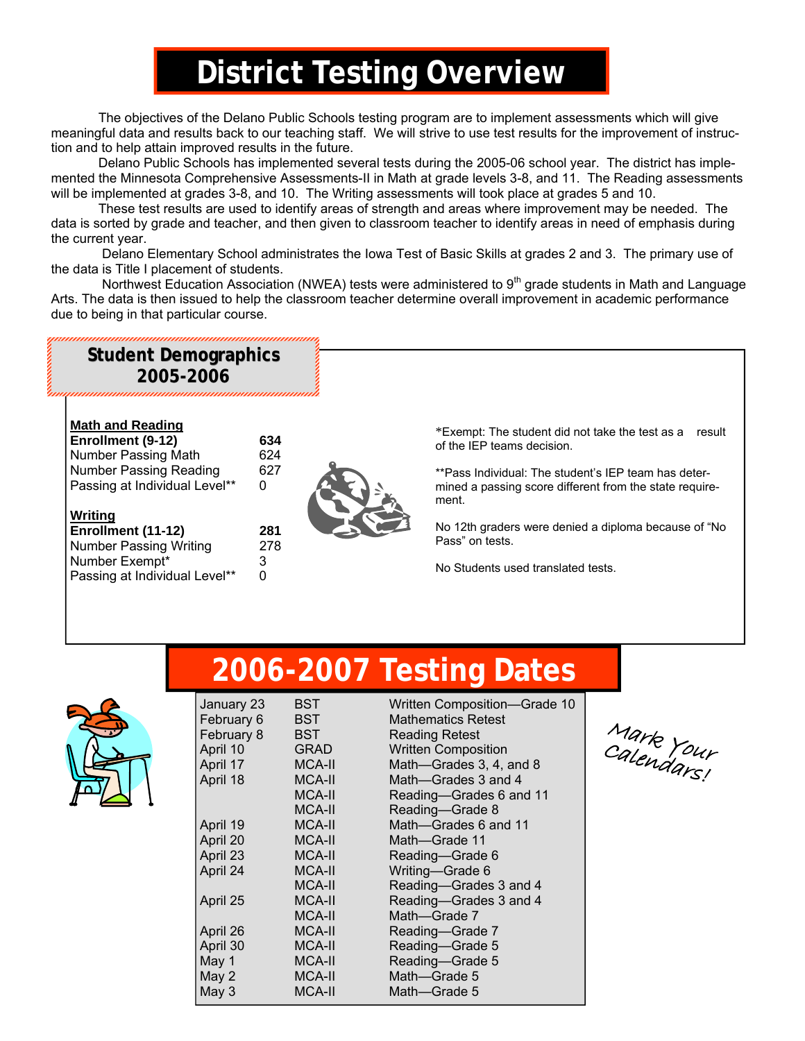# District Testing Overview

The objectives of the Delano Public Schools testing program are to implement assessments which will give meaningful data and results back to our teaching staff. We will strive to use test results for the improvement of instruction and to help attain improved results in the future.

Delano Public Schools has implemented several tests during the 2005-06 school year. The district has implemented the Minnesota Comprehensive Assessments-II in Math at grade levels 3-8, and 11. The Reading assessments will be implemented at grades 3-8, and 10. The Writing assessments will took place at grades 5 and 10.

These test results are used to identify areas of strength and areas where improvement may be needed. The data is sorted by grade and teacher, and then given to classroom teacher to identify areas in need of emphasis during the current year.

Delano Elementary School administrates the Iowa Test of Basic Skills at grades 2 and 3. The primary use of the data is Title I placement of students.

Northwest Education Association (NWEA) tests were administered to 9th grade students in Math and Language Arts. The data is then issued to help the classroom teacher determine overall improvement in academic performance due to being in that particular course.

## Student Demographics 2005-2006

**Math and Reading**

| | |
|---|---|
| **Enrollment (9-12)** | **634** |
| Number Passing Math | 624 |
| Number Passing Reading | 627 |
| Passing at Individual Level** | 0 |

**Writing**

| | |
|---|---|
| **Enrollment (11-12)** | **281** |
| Number Passing Writing | 278 |
| Number Exempt* | 3 |
| Passing at Individual Level** | 0 |

*Exempt: The student did not take the test as a result of the IEP teams decision.

**Pass Individual: The student's IEP team has determined a passing score different from the state requirement.

No 12th graders were denied a diploma because of "No Pass" on tests.

No Students used translated tests.

## 2006-2007 Testing Dates

| | | |
|---|---|---|
| January 23 | BST | Written Composition—Grade 10 |
| February 6 | BST | Mathematics Retest |
| February 8 | BST | Reading Retest |
| April 10 | GRAD | Written Composition |
| April 17 | MCA-II | Math—Grades 3, 4, and 8 |
| April 18 | MCA-II | Math—Grades 3 and 4 |
| | MCA-II | Reading—Grades 6 and 11 |
| | MCA-II | Reading—Grade 8 |
| April 19 | MCA-II | Math—Grades 6 and 11 |
| April 20 | MCA-II | Math—Grade 11 |
| April 23 | MCA-II | Reading—Grade 6 |
| April 24 | MCA-II | Writing—Grade 6 |
| | MCA-II | Reading—Grades 3 and 4 |
| April 25 | MCA-II | Reading—Grades 3 and 4 |
| | MCA-II | Math—Grade 7 |
| April 26 | MCA-II | Reading—Grade 7 |
| April 30 | MCA-II | Reading—Grade 5 |
| May 1 | MCA-II | Reading—Grade 5 |
| May 2 | MCA-II | Math—Grade 5 |
| May 3 | MCA-II | Math—Grade 5 |

*Mark Your Calendars!*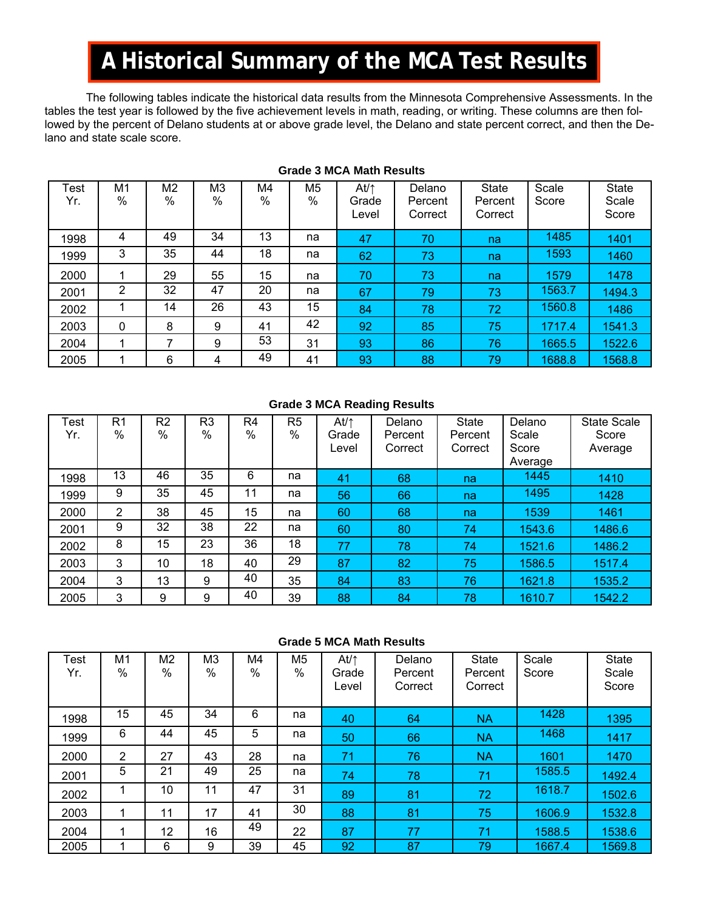# A Historical Summary of the MCA Test Results

The following tables indicate the historical data results from the Minnesota Comprehensive Assessments. In the tables the test year is followed by the five achievement levels in math, reading, or writing. These columns are then followed by the percent of Delano students at or above grade level, the Delano and state percent correct, and then the Delano and state scale score.

**Grade 3 MCA Math Results**

| Test Yr. | M1 % | M2 % | M3 % | M4 % | M5 % | At/↑ Grade Level | Delano Percent Correct | State Percent Correct | Scale Score | State Scale Score |
|---|---|---|---|---|---|---|---|---|---|---|
| 1998 | 4 | 49 | 34 | 13 | na | 47 | 70 | na | 1485 | 1401 |
| 1999 | 3 | 35 | 44 | 18 | na | 62 | 73 | na | 1593 | 1460 |
| 2000 | 1 | 29 | 55 | 15 | na | 70 | 73 | na | 1579 | 1478 |
| 2001 | 2 | 32 | 47 | 20 | na | 67 | 79 | 73 | 1563.7 | 1494.3 |
| 2002 | 1 | 14 | 26 | 43 | 15 | 84 | 78 | 72 | 1560.8 | 1486 |
| 2003 | 0 | 8 | 9 | 41 | 42 | 92 | 85 | 75 | 1717.4 | 1541.3 |
| 2004 | 1 | 7 | 9 | 53 | 31 | 93 | 86 | 76 | 1665.5 | 1522.6 |
| 2005 | 1 | 6 | 4 | 49 | 41 | 93 | 88 | 79 | 1688.8 | 1568.8 |

**Grade 3 MCA Reading Results**

| Test Yr. | R1 % | R2 % | R3 % | R4 % | R5 % | At/↑ Grade Level | Delano Percent Correct | State Percent Correct | Delano Scale Score Average | State Scale Score Average |
|---|---|---|---|---|---|---|---|---|---|---|
| 1998 | 13 | 46 | 35 | 6 | na | 41 | 68 | na | 1445 | 1410 |
| 1999 | 9 | 35 | 45 | 11 | na | 56 | 66 | na | 1495 | 1428 |
| 2000 | 2 | 38 | 45 | 15 | na | 60 | 68 | na | 1539 | 1461 |
| 2001 | 9 | 32 | 38 | 22 | na | 60 | 80 | 74 | 1543.6 | 1486.6 |
| 2002 | 8 | 15 | 23 | 36 | 18 | 77 | 78 | 74 | 1521.6 | 1486.2 |
| 2003 | 3 | 10 | 18 | 40 | 29 | 87 | 82 | 75 | 1586.5 | 1517.4 |
| 2004 | 3 | 13 | 9 | 40 | 35 | 84 | 83 | 76 | 1621.8 | 1535.2 |
| 2005 | 3 | 9 | 9 | 40 | 39 | 88 | 84 | 78 | 1610.7 | 1542.2 |

**Grade 5 MCA Math Results**

| Test Yr. | M1 % | M2 % | M3 % | M4 % | M5 % | At/↑ Grade Level | Delano Percent Correct | State Percent Correct | Scale Score | State Scale Score |
|---|---|---|---|---|---|---|---|---|---|---|
| 1998 | 15 | 45 | 34 | 6 | na | 40 | 64 | NA | 1428 | 1395 |
| 1999 | 6 | 44 | 45 | 5 | na | 50 | 66 | NA | 1468 | 1417 |
| 2000 | 2 | 27 | 43 | 28 | na | 71 | 76 | NA | 1601 | 1470 |
| 2001 | 5 | 21 | 49 | 25 | na | 74 | 78 | 71 | 1585.5 | 1492.4 |
| 2002 | 1 | 10 | 11 | 47 | 31 | 89 | 81 | 72 | 1618.7 | 1502.6 |
| 2003 | 1 | 11 | 17 | 41 | 30 | 88 | 81 | 75 | 1606.9 | 1532.8 |
| 2004 | 1 | 12 | 16 | 49 | 22 | 87 | 77 | 71 | 1588.5 | 1538.6 |
| 2005 | 1 | 6 | 9 | 39 | 45 | 92 | 87 | 79 | 1667.4 | 1569.8 |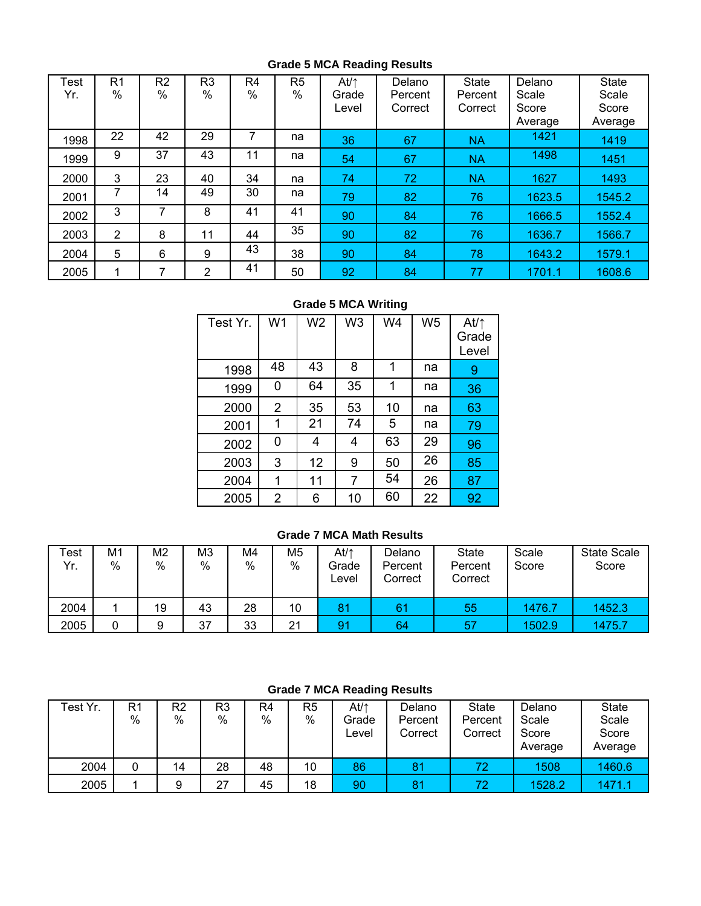**Grade 5 MCA Reading Results**

| Test Yr. | R1 % | R2 % | R3 % | R4 % | R5 % | At/↑ Grade Level | Delano Percent Correct | State Percent Correct | Delano Scale Score Average | State Scale Score Average |
|---|---|---|---|---|---|---|---|---|---|---|
| 1998 | 22 | 42 | 29 | 7 | na | 36 | 67 | NA | 1421 | 1419 |
| 1999 | 9 | 37 | 43 | 11 | na | 54 | 67 | NA | 1498 | 1451 |
| 2000 | 3 | 23 | 40 | 34 | na | 74 | 72 | NA | 1627 | 1493 |
| 2001 | 7 | 14 | 49 | 30 | na | 79 | 82 | 76 | 1623.5 | 1545.2 |
| 2002 | 3 | 7 | 8 | 41 | 41 | 90 | 84 | 76 | 1666.5 | 1552.4 |
| 2003 | 2 | 8 | 11 | 44 | 35 | 90 | 82 | 76 | 1636.7 | 1566.7 |
| 2004 | 5 | 6 | 9 | 43 | 38 | 90 | 84 | 78 | 1643.2 | 1579.1 |
| 2005 | 1 | 7 | 2 | 41 | 50 | 92 | 84 | 77 | 1701.1 | 1608.6 |

**Grade 5 MCA Writing**

| Test Yr. | W1 | W2 | W3 | W4 | W5 | At/↑ Grade Level |
|---|---|---|---|---|---|---|
| 1998 | 48 | 43 | 8 | 1 | na | 9 |
| 1999 | 0 | 64 | 35 | 1 | na | 36 |
| 2000 | 2 | 35 | 53 | 10 | na | 63 |
| 2001 | 1 | 21 | 74 | 5 | na | 79 |
| 2002 | 0 | 4 | 4 | 63 | 29 | 96 |
| 2003 | 3 | 12 | 9 | 50 | 26 | 85 |
| 2004 | 1 | 11 | 7 | 54 | 26 | 87 |
| 2005 | 2 | 6 | 10 | 60 | 22 | 92 |

**Grade 7 MCA Math Results**

| Test Yr. | M1 % | M2 % | M3 % | M4 % | M5 % | At/↑ Grade Level | Delano Percent Correct | State Percent Correct | Scale Score | State Scale Score |
|---|---|---|---|---|---|---|---|---|---|---|
| 2004 | 1 | 19 | 43 | 28 | 10 | 81 | 61 | 55 | 1476.7 | 1452.3 |
| 2005 | 0 | 9 | 37 | 33 | 21 | 91 | 64 | 57 | 1502.9 | 1475.7 |

**Grade 7 MCA Reading Results**

| Test Yr. | R1 % | R2 % | R3 % | R4 % | R5 % | At/↑ Grade Level | Delano Percent Correct | State Percent Correct | Delano Scale Score Average | State Scale Score Average |
|---|---|---|---|---|---|---|---|---|---|---|
| 2004 | 0 | 14 | 28 | 48 | 10 | 86 | 81 | 72 | 1508 | 1460.6 |
| 2005 | 1 | 9 | 27 | 45 | 18 | 90 | 81 | 72 | 1528.2 | 1471.1 |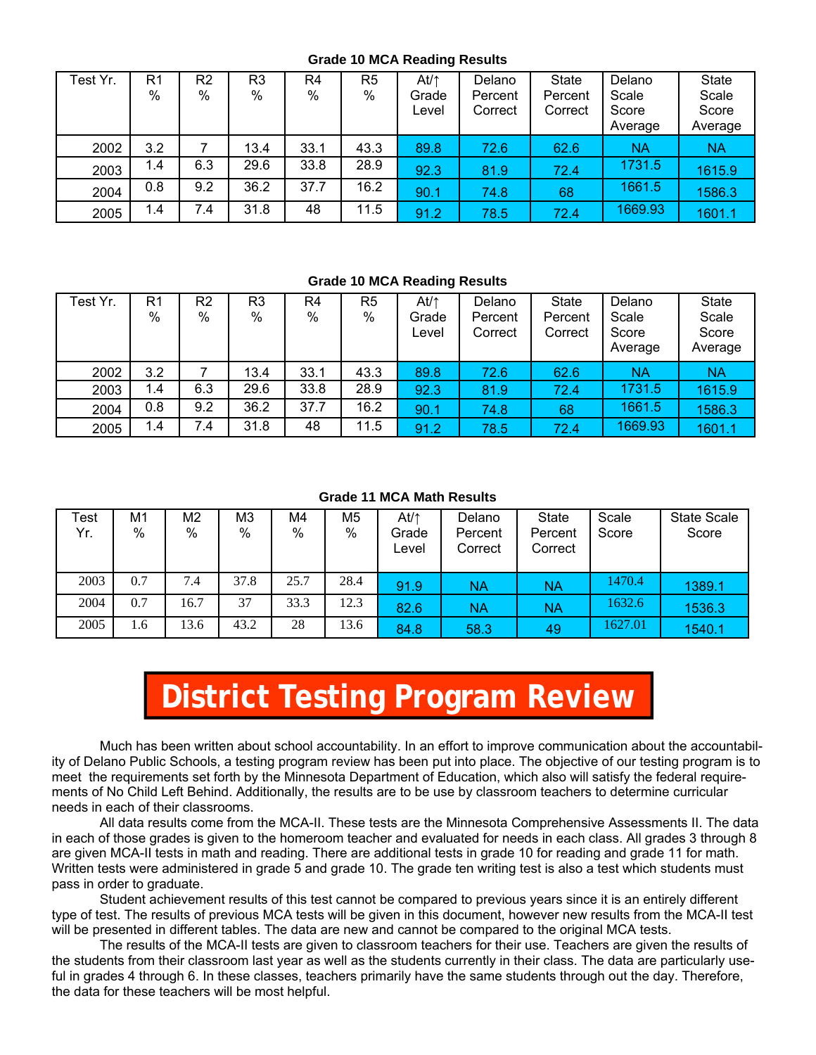**Grade 10 MCA Reading Results**

| Test Yr. | R1 % | R2 % | R3 % | R4 % | R5 % | At/↑ Grade Level | Delano Percent Correct | State Percent Correct | Delano Scale Score Average | State Scale Score Average |
|---|---|---|---|---|---|---|---|---|---|---|
| 2002 | 3.2 | 7 | 13.4 | 33.1 | 43.3 | 89.8 | 72.6 | 62.6 | NA | NA |
| 2003 | 1.4 | 6.3 | 29.6 | 33.8 | 28.9 | 92.3 | 81.9 | 72.4 | 1731.5 | 1615.9 |
| 2004 | 0.8 | 9.2 | 36.2 | 37.7 | 16.2 | 90.1 | 74.8 | 68 | 1661.5 | 1586.3 |
| 2005 | 1.4 | 7.4 | 31.8 | 48 | 11.5 | 91.2 | 78.5 | 72.4 | 1669.93 | 1601.1 |

**Grade 10 MCA Reading Results**

| Test Yr. | R1 % | R2 % | R3 % | R4 % | R5 % | At/↑ Grade Level | Delano Percent Correct | State Percent Correct | Delano Scale Score Average | State Scale Score Average |
|---|---|---|---|---|---|---|---|---|---|---|
| 2002 | 3.2 | 7 | 13.4 | 33.1 | 43.3 | 89.8 | 72.6 | 62.6 | NA | NA |
| 2003 | 1.4 | 6.3 | 29.6 | 33.8 | 28.9 | 92.3 | 81.9 | 72.4 | 1731.5 | 1615.9 |
| 2004 | 0.8 | 9.2 | 36.2 | 37.7 | 16.2 | 90.1 | 74.8 | 68 | 1661.5 | 1586.3 |
| 2005 | 1.4 | 7.4 | 31.8 | 48 | 11.5 | 91.2 | 78.5 | 72.4 | 1669.93 | 1601.1 |

**Grade 11 MCA Math Results**

| Test Yr. | M1 % | M2 % | M3 % | M4 % | M5 % | At/↑ Grade Level | Delano Percent Correct | State Percent Correct | Scale Score | State Scale Score |
|---|---|---|---|---|---|---|---|---|---|---|
| 2003 | 0.7 | 7.4 | 37.8 | 25.7 | 28.4 | 91.9 | NA | NA | 1470.4 | 1389.1 |
| 2004 | 0.7 | 16.7 | 37 | 33.3 | 12.3 | 82.6 | NA | NA | 1632.6 | 1536.3 |
| 2005 | 1.6 | 13.6 | 43.2 | 28 | 13.6 | 84.8 | 58.3 | 49 | 1627.01 | 1540.1 |

# District Testing Program Review

Much has been written about school accountability. In an effort to improve communication about the accountability of Delano Public Schools, a testing program review has been put into place. The objective of our testing program is to meet the requirements set forth by the Minnesota Department of Education, which also will satisfy the federal requirements of No Child Left Behind. Additionally, the results are to be use by classroom teachers to determine curricular needs in each of their classrooms.

All data results come from the MCA-II. These tests are the Minnesota Comprehensive Assessments II. The data in each of those grades is given to the homeroom teacher and evaluated for needs in each class. All grades 3 through 8 are given MCA-II tests in math and reading. There are additional tests in grade 10 for reading and grade 11 for math. Written tests were administered in grade 5 and grade 10. The grade ten writing test is also a test which students must pass in order to graduate.

Student achievement results of this test cannot be compared to previous years since it is an entirely different type of test. The results of previous MCA tests will be given in this document, however new results from the MCA-II test will be presented in different tables. The data are new and cannot be compared to the original MCA tests.

The results of the MCA-II tests are given to classroom teachers for their use. Teachers are given the results of the students from their classroom last year as well as the students currently in their class. The data are particularly useful in grades 4 through 6. In these classes, teachers primarily have the same students through out the day. Therefore, the data for these teachers will be most helpful.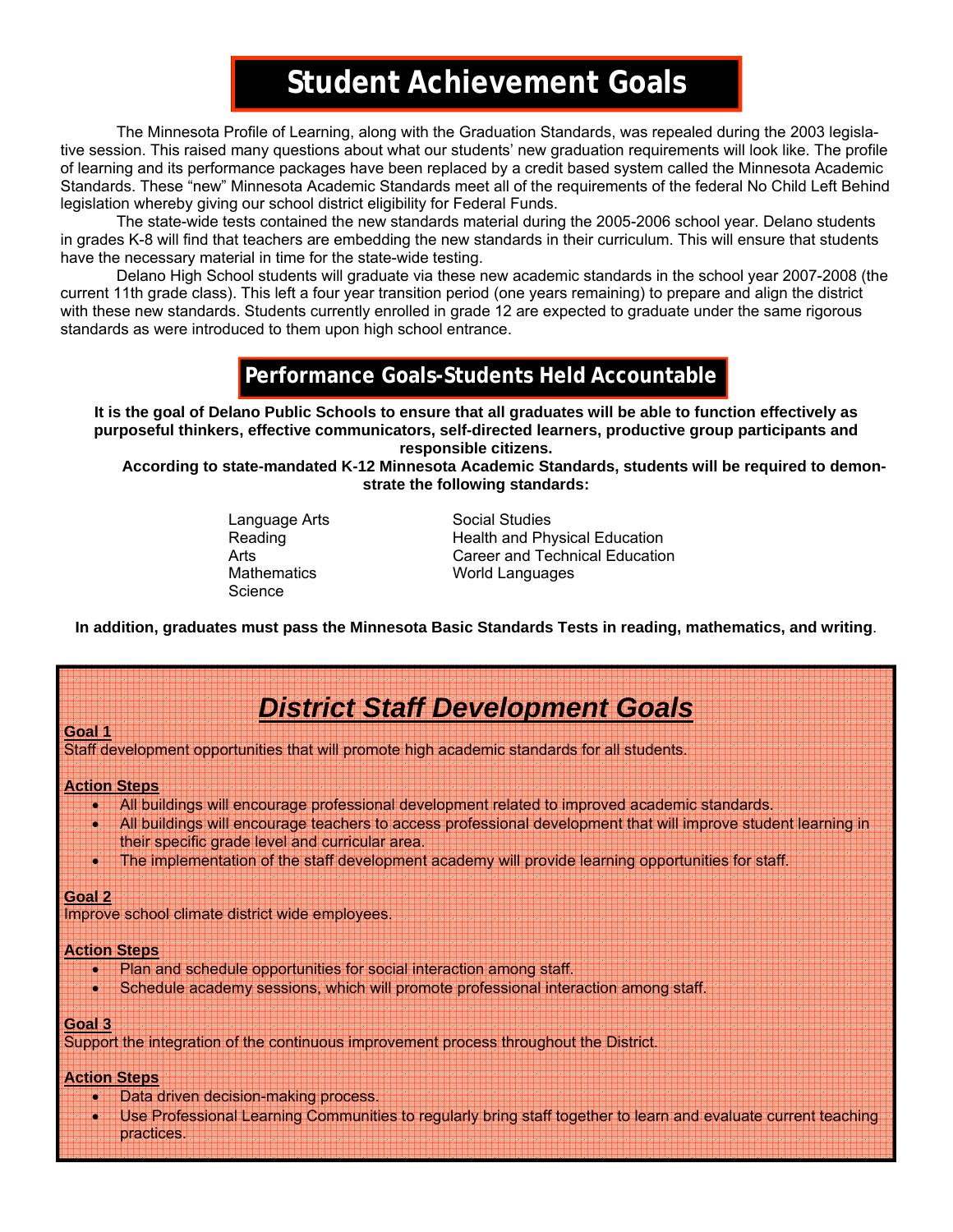# Student Achievement Goals

The Minnesota Profile of Learning, along with the Graduation Standards, was repealed during the 2003 legislative session. This raised many questions about what our students' new graduation requirements will look like. The profile of learning and its performance packages have been replaced by a credit based system called the Minnesota Academic Standards. These "new" Minnesota Academic Standards meet all of the requirements of the federal No Child Left Behind legislation whereby giving our school district eligibility for Federal Funds.

The state-wide tests contained the new standards material during the 2005-2006 school year. Delano students in grades K-8 will find that teachers are embedding the new standards in their curriculum. This will ensure that students have the necessary material in time for the state-wide testing.

Delano High School students will graduate via these new academic standards in the school year 2007-2008 (the current 11th grade class). This left a four year transition period (one years remaining) to prepare and align the district with these new standards. Students currently enrolled in grade 12 are expected to graduate under the same rigorous standards as were introduced to them upon high school entrance.

## Performance Goals-Students Held Accountable

**It is the goal of Delano Public Schools to ensure that all graduates will be able to function effectively as purposeful thinkers, effective communicators, self-directed learners, productive group participants and responsible citizens.**

**According to state-mandated K-12 Minnesota Academic Standards, students will be required to demonstrate the following standards:**

- Language Arts
- Reading
- Arts
- Mathematics
- Science
- Social Studies
- Health and Physical Education
- Career and Technical Education
- World Languages

**In addition, graduates must pass the Minnesota Basic Standards Tests in reading, mathematics, and writing**.

## *District Staff Development Goals*

**Goal 1**

Staff development opportunities that will promote high academic standards for all students.

**Action Steps**

- All buildings will encourage professional development related to improved academic standards.
- All buildings will encourage teachers to access professional development that will improve student learning in their specific grade level and curricular area.
- The implementation of the staff development academy will provide learning opportunities for staff.

**Goal 2**

Improve school climate district wide employees.

**Action Steps**

- Plan and schedule opportunities for social interaction among staff.
- Schedule academy sessions, which will promote professional interaction among staff.

**Goal 3**

Support the integration of the continuous improvement process throughout the District.

**Action Steps**

- Data driven decision-making process.
- Use Professional Learning Communities to regularly bring staff together to learn and evaluate current teaching practices.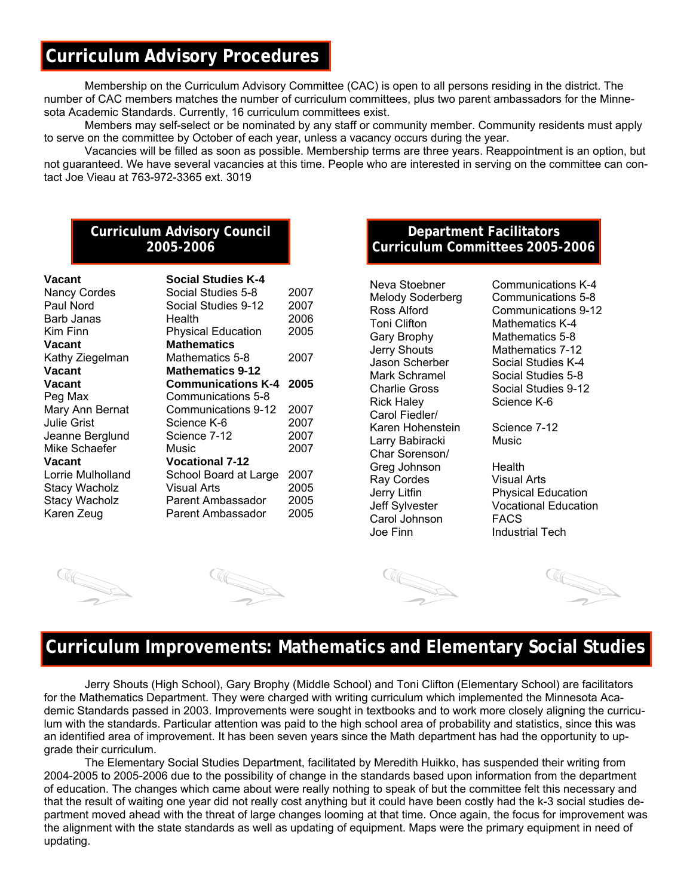## Curriculum Advisory Procedures

Membership on the Curriculum Advisory Committee (CAC) is open to all persons residing in the district. The number of CAC members matches the number of curriculum committees, plus two parent ambassadors for the Minnesota Academic Standards. Currently, 16 curriculum committees exist.

Members may self-select or be nominated by any staff or community member. Community residents must apply to serve on the committee by October of each year, unless a vacancy occurs during the year.

Vacancies will be filled as soon as possible. Membership terms are three years. Reappointment is an option, but not guaranteed. We have several vacancies at this time. People who are interested in serving on the committee can contact Joe Vieau at 763-972-3365 ext. 3019

### Curriculum Advisory Council 2005-2006

| Name | Area | Term |
|---|---|---|
| **Vacant** | **Social Studies K-4** | |
| Nancy Cordes | Social Studies 5-8 | 2007 |
| Paul Nord | Social Studies 9-12 | 2007 |
| Barb Janas | Health | 2006 |
| Kim Finn | Physical Education | 2005 |
| **Vacant** | **Mathematics** | |
| Kathy Ziegelman | Mathematics 5-8 | 2007 |
| **Vacant** | **Mathematics 9-12** | |
| **Vacant** | **Communications K-4** | **2005** |
| Peg Max | Communications 5-8 | |
| Mary Ann Bernat | Communications 9-12 | 2007 |
| Julie Grist | Science K-6 | 2007 |
| Jeanne Berglund | Science 7-12 | 2007 |
| Mike Schaefer | Music | 2007 |
| **Vacant** | **Vocational 7-12** | |
| Lorrie Mulholland | School Board at Large | 2007 |
| Stacy Wacholz | Visual Arts | 2005 |
| Stacy Wacholz | Parent Ambassador | 2005 |
| Karen Zeug | Parent Ambassador | 2005 |

### Department Facilitators Curriculum Committees 2005-2006

| Name | Area |
|---|---|
| Neva Stoebner | Communications K-4 |
| Melody Soderberg | Communications 5-8 |
| Ross Alford | Communications 9-12 |
| Toni Clifton | Mathematics K-4 |
| Gary Brophy | Mathematics 5-8 |
| Jerry Shouts | Mathematics 7-12 |
| Jason Scherber | Social Studies K-4 |
| Mark Schramel | Social Studies 5-8 |
| Charlie Gross | Social Studies 9-12 |
| Rick Haley | Science K-6 |
| Carol Fiedler/ Karen Hohenstein | Science 7-12 |
| Larry Babiracki | Music |
| Char Sorenson/ Greg Johnson | Health |
| Ray Cordes | Visual Arts |
| Jerry Litfin | Physical Education |
| Jeff Sylvester | Vocational Education |
| Carol Johnson | FACS |
| Joe Finn | Industrial Tech |

## Curriculum Improvements: Mathematics and Elementary Social Studies

Jerry Shouts (High School), Gary Brophy (Middle School) and Toni Clifton (Elementary School) are facilitators for the Mathematics Department. They were charged with writing curriculum which implemented the Minnesota Academic Standards passed in 2003. Improvements were sought in textbooks and to work more closely aligning the curriculum with the standards. Particular attention was paid to the high school area of probability and statistics, since this was an identified area of improvement. It has been seven years since the Math department has had the opportunity to upgrade their curriculum.

The Elementary Social Studies Department, facilitated by Meredith Huikko, has suspended their writing from 2004-2005 to 2005-2006 due to the possibility of change in the standards based upon information from the department of education. The changes which came about were really nothing to speak of but the committee felt this necessary and that the result of waiting one year did not really cost anything but it could have been costly had the k-3 social studies department moved ahead with the threat of large changes looming at that time. Once again, the focus for improvement was the alignment with the state standards as well as updating of equipment. Maps were the primary equipment in need of updating.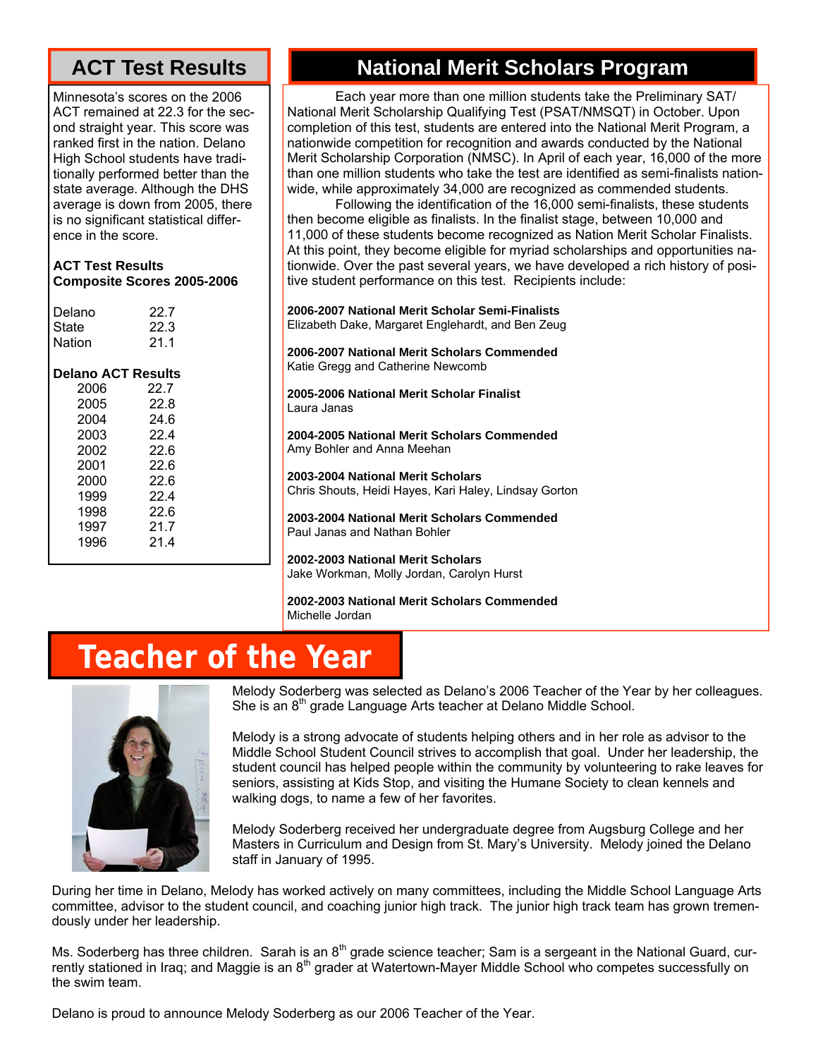## ACT Test Results

Minnesota's scores on the 2006 ACT remained at 22.3 for the second straight year. This score was ranked first in the nation. Delano High School students have traditionally performed better than the state average. Although the DHS average is down from 2005, there is no significant statistical difference in the score.

**ACT Test Results**
**Composite Scores 2005-2006**

| | |
|---|---|
| Delano | 22.7 |
| State | 22.3 |
| Nation | 21.1 |

**Delano ACT Results**

| | |
|---|---|
| 2006 | 22.7 |
| 2005 | 22.8 |
| 2004 | 24.6 |
| 2003 | 22.4 |
| 2002 | 22.6 |
| 2001 | 22.6 |
| 2000 | 22.6 |
| 1999 | 22.4 |
| 1998 | 22.6 |
| 1997 | 21.7 |
| 1996 | 21.4 |

## National Merit Scholars Program

Each year more than one million students take the Preliminary SAT/ National Merit Scholarship Qualifying Test (PSAT/NMSQT) in October. Upon completion of this test, students are entered into the National Merit Program, a nationwide competition for recognition and awards conducted by the National Merit Scholarship Corporation (NMSC). In April of each year, 16,000 of the more than one million students who take the test are identified as semi-finalists nationwide, while approximately 34,000 are recognized as commended students.

Following the identification of the 16,000 semi-finalists, these students then become eligible as finalists. In the finalist stage, between 10,000 and 11,000 of these students become recognized as Nation Merit Scholar Finalists. At this point, they become eligible for myriad scholarships and opportunities nationwide. Over the past several years, we have developed a rich history of positive student performance on this test. Recipients include:

**2006-2007 National Merit Scholar Semi-Finalists**
Elizabeth Dake, Margaret Englehardt, and Ben Zeug

**2006-2007 National Merit Scholars Commended**
Katie Gregg and Catherine Newcomb

**2005-2006 National Merit Scholar Finalist**
Laura Janas

**2004-2005 National Merit Scholars Commended**
Amy Bohler and Anna Meehan

**2003-2004 National Merit Scholars**
Chris Shouts, Heidi Hayes, Kari Haley, Lindsay Gorton

**2003-2004 National Merit Scholars Commended**
Paul Janas and Nathan Bohler

**2002-2003 National Merit Scholars**
Jake Workman, Molly Jordan, Carolyn Hurst

**2002-2003 National Merit Scholars Commended**
Michelle Jordan

## Teacher of the Year

Melody Soderberg was selected as Delano's 2006 Teacher of the Year by her colleagues. She is an 8th grade Language Arts teacher at Delano Middle School.

Melody is a strong advocate of students helping others and in her role as advisor to the Middle School Student Council strives to accomplish that goal. Under her leadership, the student council has helped people within the community by volunteering to rake leaves for seniors, assisting at Kids Stop, and visiting the Humane Society to clean kennels and walking dogs, to name a few of her favorites.

Melody Soderberg received her undergraduate degree from Augsburg College and her Masters in Curriculum and Design from St. Mary's University. Melody joined the Delano staff in January of 1995.

During her time in Delano, Melody has worked actively on many committees, including the Middle School Language Arts committee, advisor to the student council, and coaching junior high track. The junior high track team has grown tremendously under her leadership.

Ms. Soderberg has three children. Sarah is an 8th grade science teacher; Sam is a sergeant in the National Guard, currently stationed in Iraq; and Maggie is an 8th grader at Watertown-Mayer Middle School who competes successfully on the swim team.

Delano is proud to announce Melody Soderberg as our 2006 Teacher of the Year.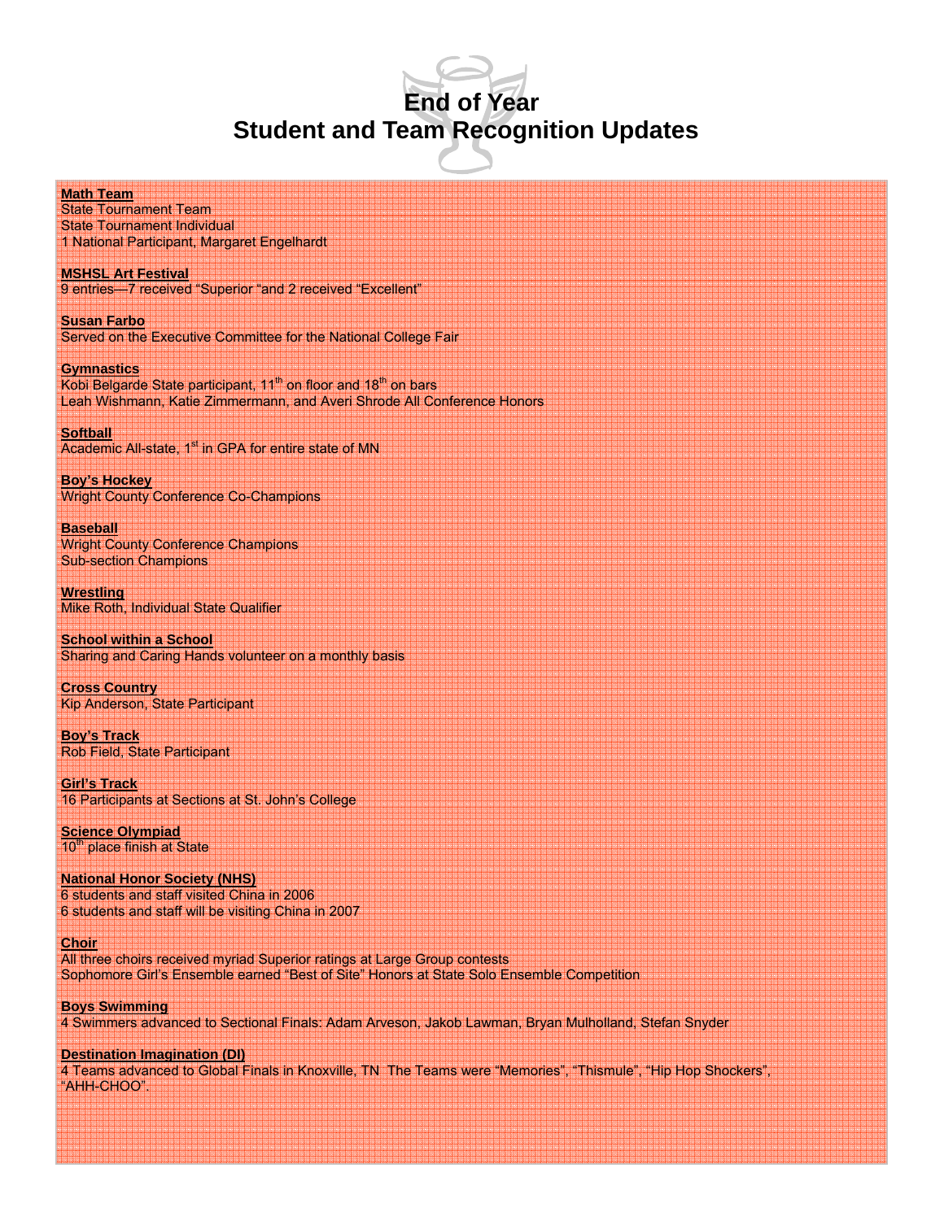# End of Year
# Student and Team Recognition Updates

**Math Team**
State Tournament Team
State Tournament Individual
1 National Participant, Margaret Engelhardt

**MSHSL Art Festival**
9 entries—7 received "Superior "and 2 received "Excellent"

**Susan Farbo**
Served on the Executive Committee for the National College Fair

**Gymnastics**
Kobi Belgarde State participant, 11th on floor and 18th on bars
Leah Wishmann, Katie Zimmermann, and Averi Shrode All Conference Honors

**Softball**
Academic All-state, 1st in GPA for entire state of MN

**Boy's Hockey**
Wright County Conference Co-Champions

**Baseball**
Wright County Conference Champions
Sub-section Champions

**Wrestling**
Mike Roth, Individual State Qualifier

**School within a School**
Sharing and Caring Hands volunteer on a monthly basis

**Cross Country**
Kip Anderson, State Participant

**Boy's Track**
Rob Field, State Participant

**Girl's Track**
16 Participants at Sections at St. John's College

**Science Olympiad**
10th place finish at State

**National Honor Society (NHS)**
6 students and staff visited China in 2006
6 students and staff will be visiting China in 2007

**Choir**
All three choirs received myriad Superior ratings at Large Group contests
Sophomore Girl's Ensemble earned "Best of Site" Honors at State Solo Ensemble Competition

**Boys Swimming**
4 Swimmers advanced to Sectional Finals: Adam Arveson, Jakob Lawman, Bryan Mulholland, Stefan Snyder

**Destination Imagination (DI)**
4 Teams advanced to Global Finals in Knoxville, TN The Teams were "Memories", "Thismule", "Hip Hop Shockers", "AHH-CHOO".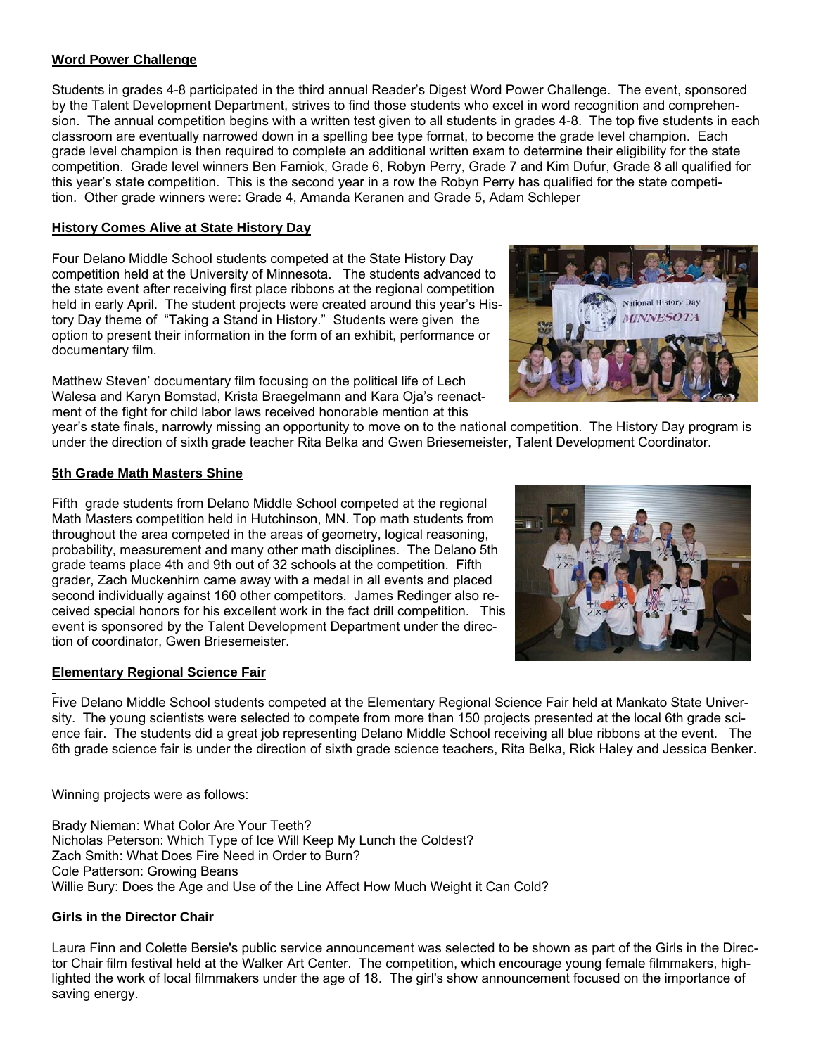## Word Power Challenge

Students in grades 4-8 participated in the third annual Reader's Digest Word Power Challenge. The event, sponsored by the Talent Development Department, strives to find those students who excel in word recognition and comprehension. The annual competition begins with a written test given to all students in grades 4-8. The top five students in each classroom are eventually narrowed down in a spelling bee type format, to become the grade level champion. Each grade level champion is then required to complete an additional written exam to determine their eligibility for the state competition. Grade level winners Ben Farniok, Grade 6, Robyn Perry, Grade 7 and Kim Dufur, Grade 8 all qualified for this year's state competition. This is the second year in a row the Robyn Perry has qualified for the state competition. Other grade winners were: Grade 4, Amanda Keranen and Grade 5, Adam Schleper

## History Comes Alive at State History Day

Four Delano Middle School students competed at the State History Day competition held at the University of Minnesota. The students advanced to the state event after receiving first place ribbons at the regional competition held in early April. The student projects were created around this year's History Day theme of "Taking a Stand in History." Students were given the option to present their information in the form of an exhibit, performance or documentary film.

Matthew Steven' documentary film focusing on the political life of Lech Walesa and Karyn Bomstad, Krista Braegelmann and Kara Oja's reenactment of the fight for child labor laws received honorable mention at this year's state finals, narrowly missing an opportunity to move on to the national competition. The History Day program is under the direction of sixth grade teacher Rita Belka and Gwen Briesemeister, Talent Development Coordinator.

## 5th Grade Math Masters Shine

Fifth grade students from Delano Middle School competed at the regional Math Masters competition held in Hutchinson, MN. Top math students from throughout the area competed in the areas of geometry, logical reasoning, probability, measurement and many other math disciplines. The Delano 5th grade teams place 4th and 9th out of 32 schools at the competition. Fifth grader, Zach Muckenhirn came away with a medal in all events and placed second individually against 160 other competitors. James Redinger also received special honors for his excellent work in the fact drill competition. This event is sponsored by the Talent Development Department under the direction of coordinator, Gwen Briesemeister.

## Elementary Regional Science Fair

Five Delano Middle School students competed at the Elementary Regional Science Fair held at Mankato State University. The young scientists were selected to compete from more than 150 projects presented at the local 6th grade science fair. The students did a great job representing Delano Middle School receiving all blue ribbons at the event. The 6th grade science fair is under the direction of sixth grade science teachers, Rita Belka, Rick Haley and Jessica Benker.

Winning projects were as follows:

Brady Nieman: What Color Are Your Teeth?
Nicholas Peterson: Which Type of Ice Will Keep My Lunch the Coldest?
Zach Smith: What Does Fire Need in Order to Burn?
Cole Patterson: Growing Beans
Willie Bury: Does the Age and Use of the Line Affect How Much Weight it Can Cold?

## Girls in the Director Chair

Laura Finn and Colette Bersie's public service announcement was selected to be shown as part of the Girls in the Director Chair film festival held at the Walker Art Center. The competition, which encourage young female filmmakers, highlighted the work of local filmmakers under the age of 18. The girl's show announcement focused on the importance of saving energy.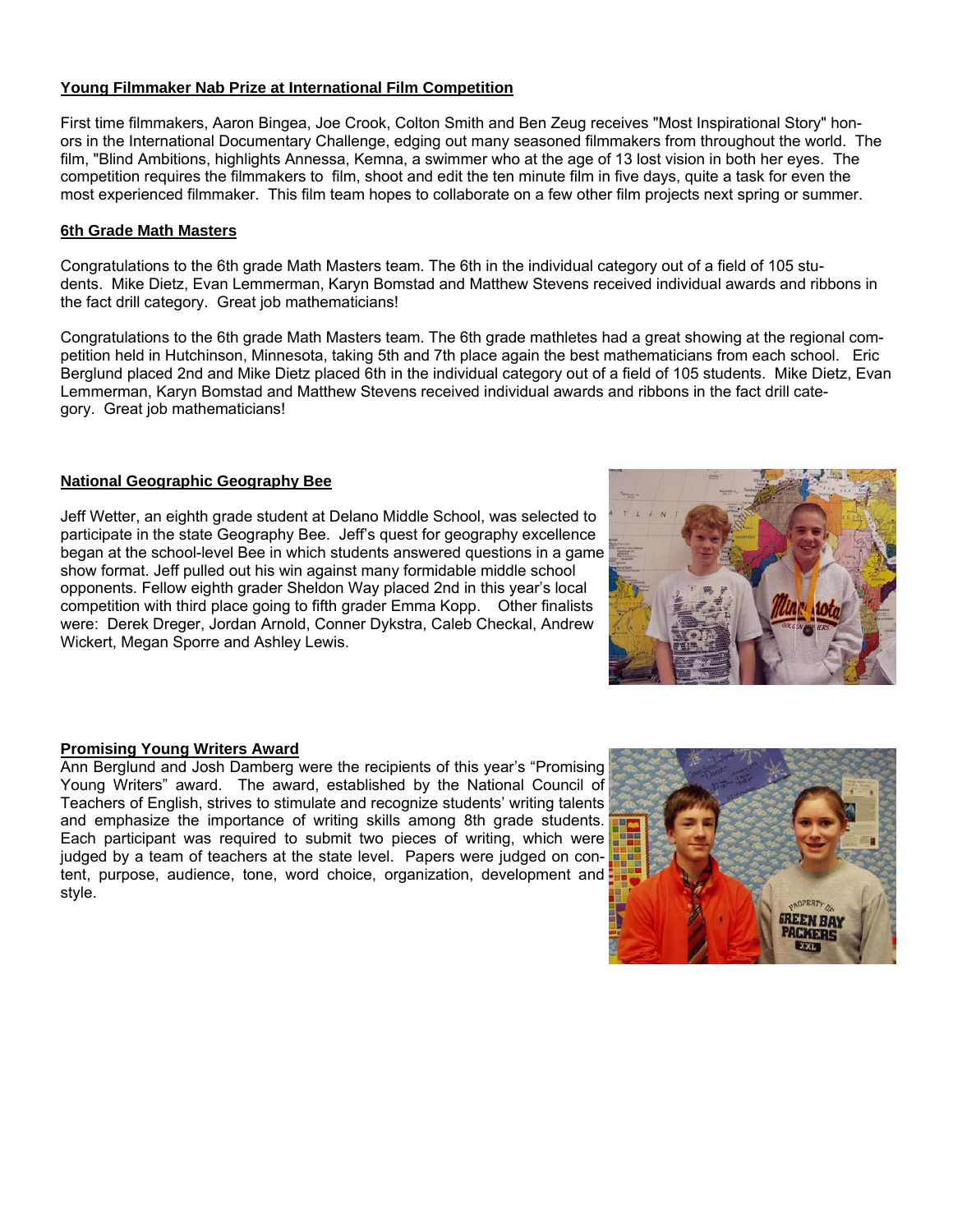**Young Filmmaker Nab Prize at International Film Competition**

First time filmmakers, Aaron Bingea, Joe Crook, Colton Smith and Ben Zeug receives "Most Inspirational Story" honors in the International Documentary Challenge, edging out many seasoned filmmakers from throughout the world. The film, "Blind Ambitions, highlights Annessa, Kemna, a swimmer who at the age of 13 lost vision in both her eyes. The competition requires the filmmakers to film, shoot and edit the ten minute film in five days, quite a task for even the most experienced filmmaker. This film team hopes to collaborate on a few other film projects next spring or summer.

**6th Grade Math Masters**

Congratulations to the 6th grade Math Masters team. The 6th in the individual category out of a field of 105 students. Mike Dietz, Evan Lemmerman, Karyn Bomstad and Matthew Stevens received individual awards and ribbons in the fact drill category. Great job mathematicians!

Congratulations to the 6th grade Math Masters team. The 6th grade mathletes had a great showing at the regional competition held in Hutchinson, Minnesota, taking 5th and 7th place again the best mathematicians from each school. Eric Berglund placed 2nd and Mike Dietz placed 6th in the individual category out of a field of 105 students. Mike Dietz, Evan Lemmerman, Karyn Bomstad and Matthew Stevens received individual awards and ribbons in the fact drill category. Great job mathematicians!

**National Geographic Geography Bee**

Jeff Wetter, an eighth grade student at Delano Middle School, was selected to participate in the state Geography Bee. Jeff's quest for geography excellence began at the school-level Bee in which students answered questions in a game show format. Jeff pulled out his win against many formidable middle school opponents. Fellow eighth grader Sheldon Way placed 2nd in this year's local competition with third place going to fifth grader Emma Kopp. Other finalists were: Derek Dreger, Jordan Arnold, Conner Dykstra, Caleb Checkal, Andrew Wickert, Megan Sporre and Ashley Lewis.

**Promising Young Writers Award**

Ann Berglund and Josh Damberg were the recipients of this year's "Promising Young Writers" award. The award, established by the National Council of Teachers of English, strives to stimulate and recognize students' writing talents and emphasize the importance of writing skills among 8th grade students. Each participant was required to submit two pieces of writing, which were judged by a team of teachers at the state level. Papers were judged on content, purpose, audience, tone, word choice, organization, development and style.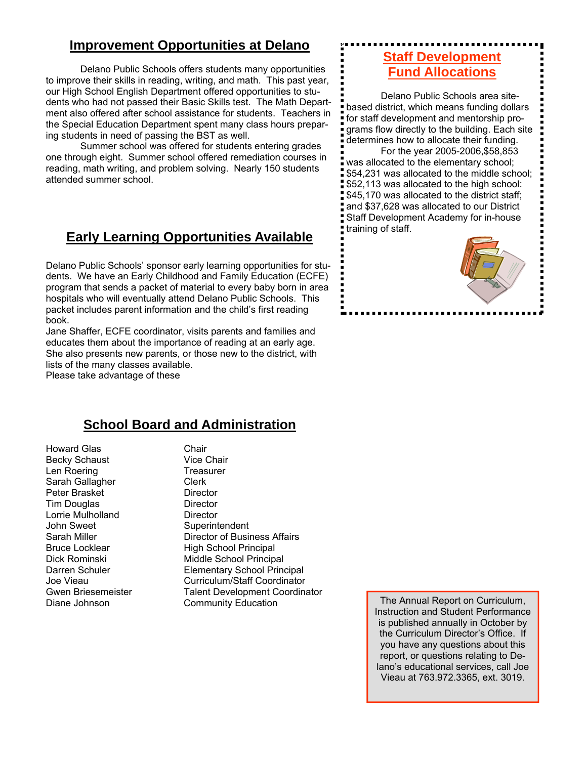## Improvement Opportunities at Delano

Delano Public Schools offers students many opportunities to improve their skills in reading, writing, and math. This past year, our High School English Department offered opportunities to students who had not passed their Basic Skills test. The Math Department also offered after school assistance for students. Teachers in the Special Education Department spent many class hours preparing students in need of passing the BST as well.

Summer school was offered for students entering grades one through eight. Summer school offered remediation courses in reading, math writing, and problem solving. Nearly 150 students attended summer school.

## Early Learning Opportunities Available

Delano Public Schools' sponsor early learning opportunities for students. We have an Early Childhood and Family Education (ECFE) program that sends a packet of material to every baby born in area hospitals who will eventually attend Delano Public Schools. This packet includes parent information and the child's first reading book.

Jane Shaffer, ECFE coordinator, visits parents and families and educates them about the importance of reading at an early age. She also presents new parents, or those new to the district, with lists of the many classes available.

Please take advantage of these

## Staff Development Fund Allocations

Delano Public Schools area site-based district, which means funding dollars for staff development and mentorship programs flow directly to the building. Each site determines how to allocate their funding.

For the year 2005-2006,$58,853 was allocated to the elementary school; $54,231 was allocated to the middle school; $52,113 was allocated to the high school: $45,170 was allocated to the district staff; and $37,628 was allocated to our District Staff Development Academy for in-house training of staff.

## School Board and Administration

| | |
|---|---|
| Howard Glas | Chair |
| Becky Schaust | Vice Chair |
| Len Roering | Treasurer |
| Sarah Gallagher | Clerk |
| Peter Brasket | Director |
| Tim Douglas | Director |
| Lorrie Mulholland | Director |
| John Sweet | Superintendent |
| Sarah Miller | Director of Business Affairs |
| Bruce Locklear | High School Principal |
| Dick Rominski | Middle School Principal |
| Darren Schuler | Elementary School Principal |
| Joe Vieau | Curriculum/Staff Coordinator |
| Gwen Briesemeister | Talent Development Coordinator |
| Diane Johnson | Community Education |

The Annual Report on Curriculum, Instruction and Student Performance is published annually in October by the Curriculum Director's Office. If you have any questions about this report, or questions relating to Delano's educational services, call Joe Vieau at 763.972.3365, ext. 3019.